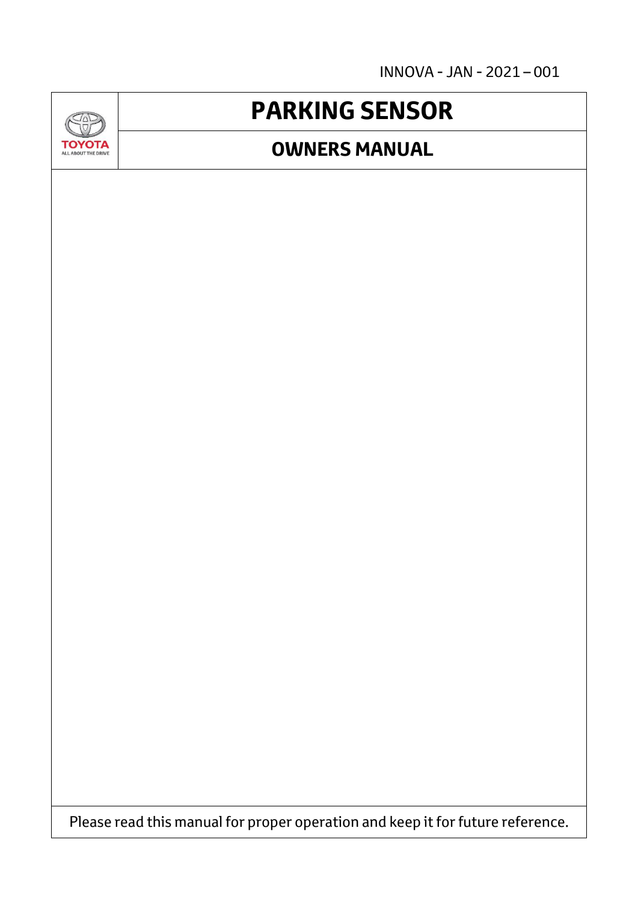INNOVA - JAN - 2021 – 001

TOYOTA
ALL ABOUT THE DRIVE

# PARKING SENSOR

## OWNERS MANUAL

Please read this manual for proper operation and keep it for future reference.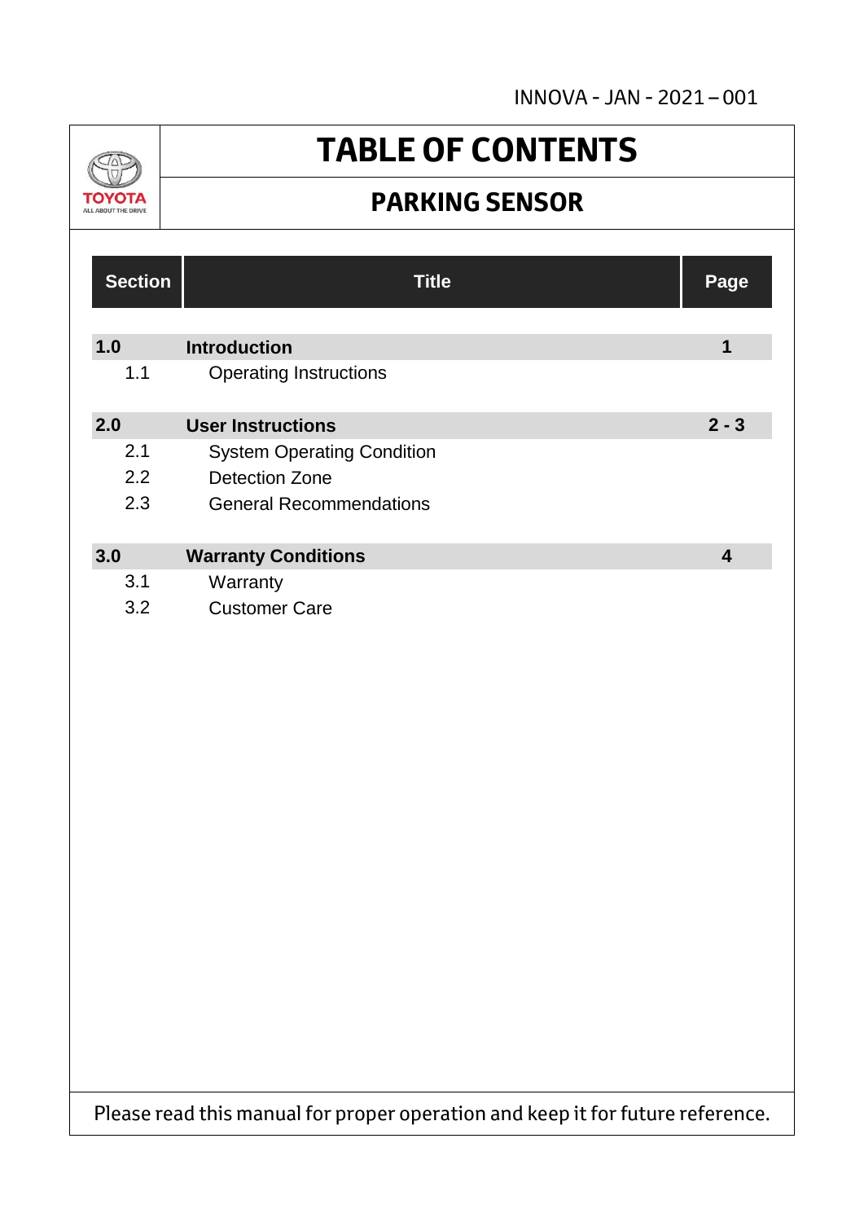INNOVA - JAN - 2021 – 001

TOYOTA
ALL ABOUT THE DRIVE

# TABLE OF CONTENTS

## PARKING SENSOR

| Section | Title | Page |
|---|---|---|
| **1.0** | **Introduction** | **1** |
| 1.1 | Operating Instructions | |
| **2.0** | **User Instructions** | **2 - 3** |
| 2.1 | System Operating Condition | |
| 2.2 | Detection Zone | |
| 2.3 | General Recommendations | |
| **3.0** | **Warranty Conditions** | **4** |
| 3.1 | Warranty | |
| 3.2 | Customer Care | |

Please read this manual for proper operation and keep it for future reference.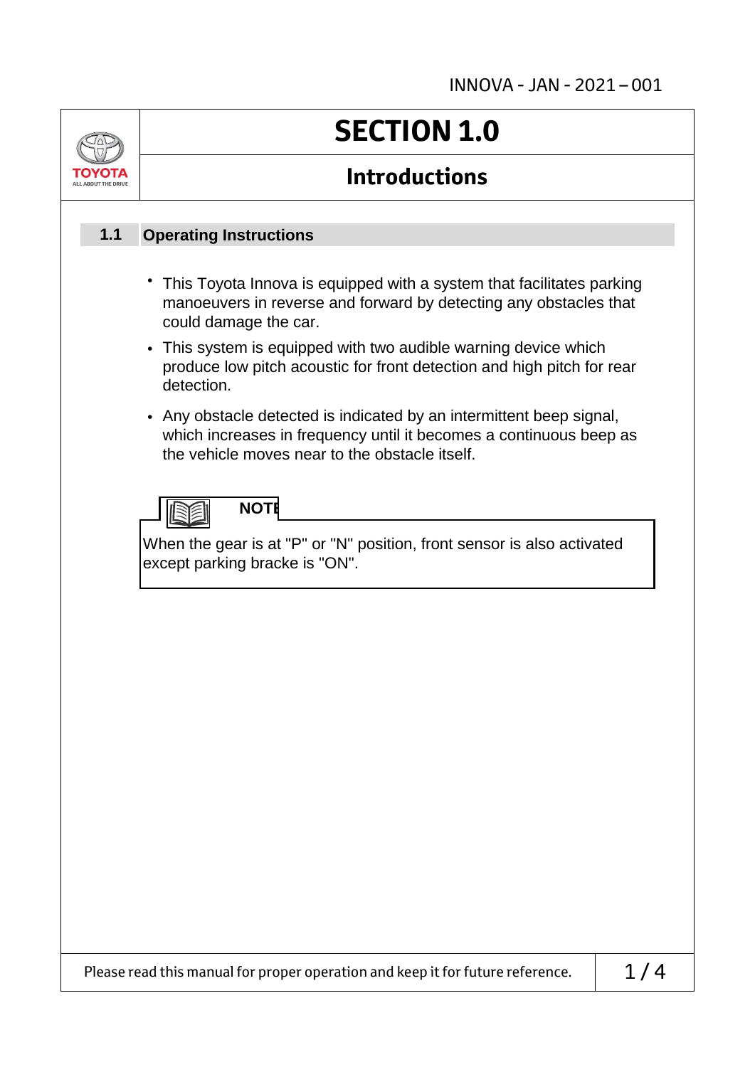# SECTION 1.0

## Introductions

### 1.1 Operating Instructions

- This Toyota Innova is equipped with a system that facilitates parking manoeuvers in reverse and forward by detecting any obstacles that could damage the car.
- This system is equipped with two audible warning device which produce low pitch acoustic for front detection and high pitch for rear detection.
- Any obstacle detected is indicated by an intermittent beep signal, which increases in frequency until it becomes a continuous beep as the vehicle moves near to the obstacle itself.

**NOTE**

When the gear is at "P" or "N" position, front sensor is also activated except parking bracke is "ON".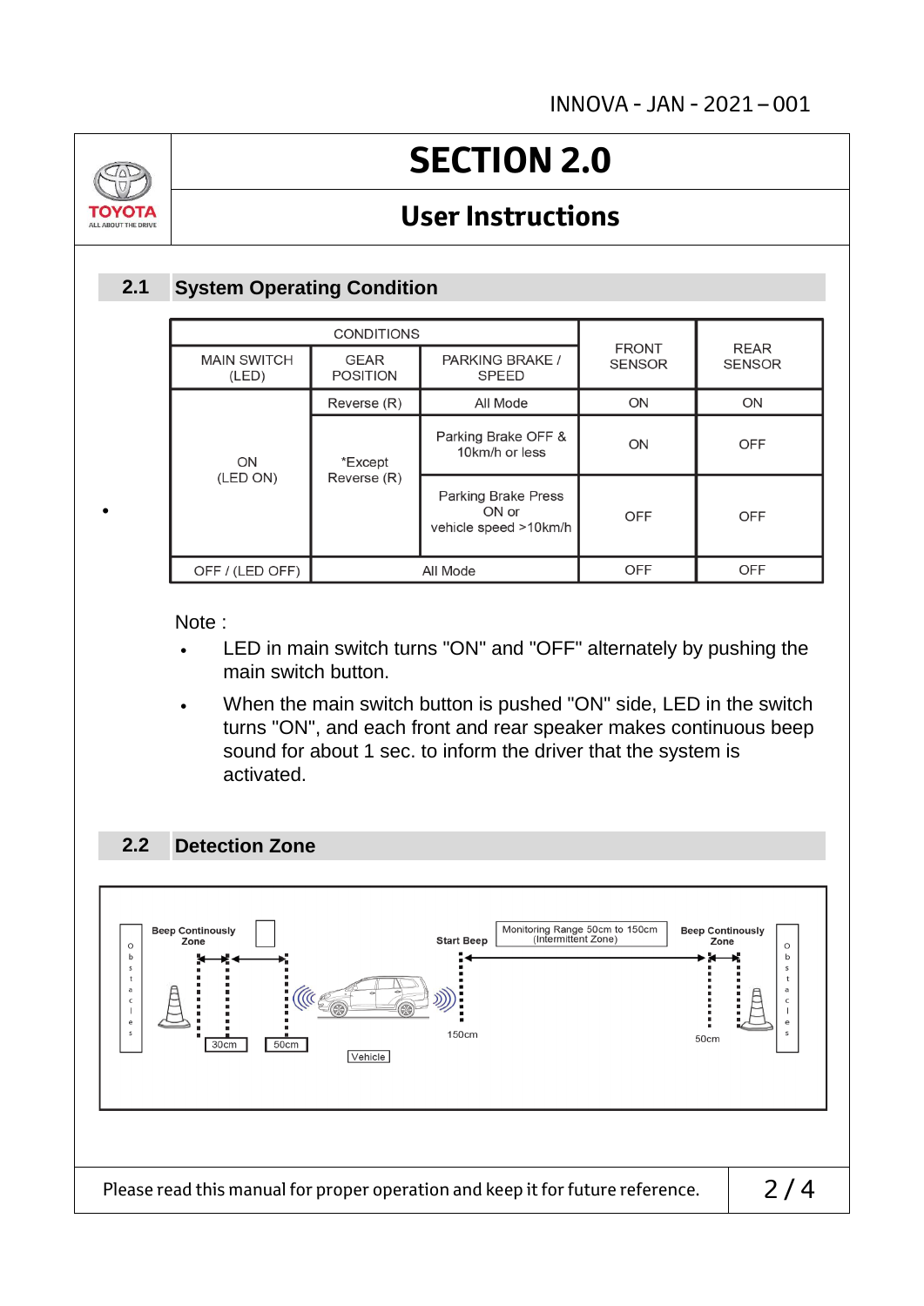# SECTION 2.0

## User Instructions

### 2.1 System Operating Condition

| CONDITIONS | | | FRONT SENSOR | REAR SENSOR |
|---|---|---|---|---|
| MAIN SWITCH (LED) | GEAR POSITION | PARKING BRAKE / SPEED | | |
| ON (LED ON) | Reverse (R) | All Mode | ON | ON |
| | *Except Reverse (R) | Parking Brake OFF & 10km/h or less | ON | OFF |
| | | Parking Brake Press ON or vehicle speed >10km/h | OFF | OFF |
| OFF / (LED OFF) | All Mode | | OFF | OFF |

Note :

- LED in main switch turns "ON" and "OFF" alternately by pushing the main switch button.
- When the main switch button is pushed "ON" side, LED in the switch turns "ON", and each front and rear speaker makes continuous beep sound for about 1 sec. to inform the driver that the system is activated.

### 2.2 Detection Zone

Obstacles | Beep Continously Zone | 30cm | 50cm | Vehicle | Start Beep | 150cm | Monitoring Range 50cm to 150cm (Intermittent Zone) | Beep Continously Zone | 50cm | Obstacles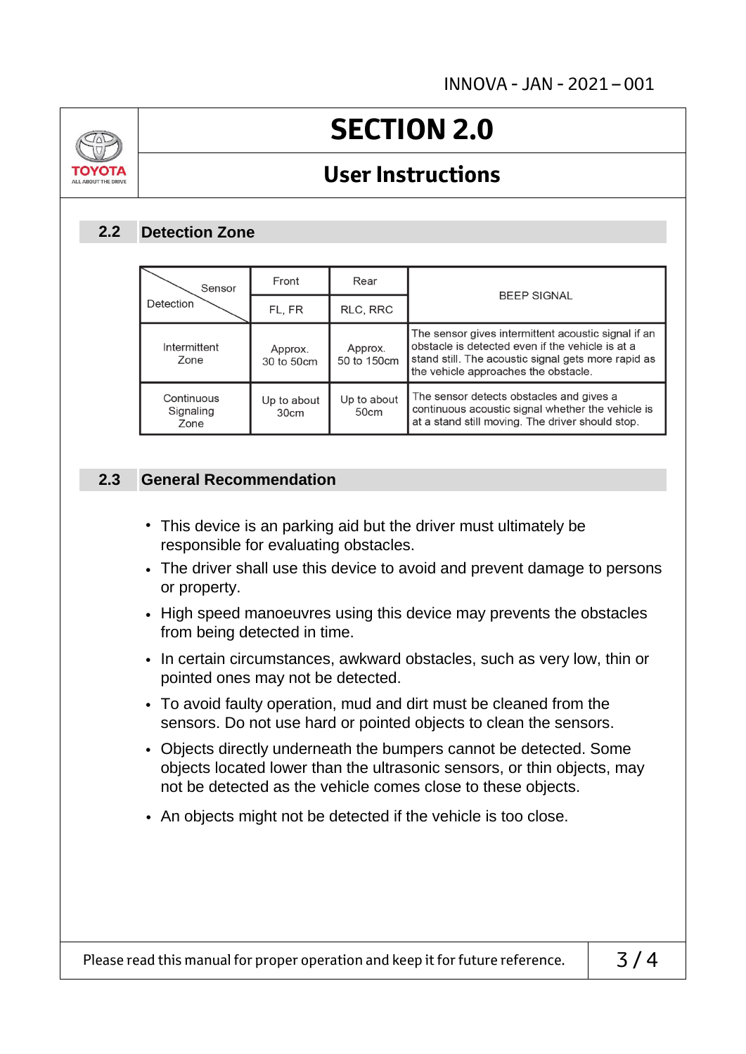# SECTION 2.0

## User Instructions

### 2.2 Detection Zone

| Detection \ Sensor | Front | Rear | BEEP SIGNAL |
|---|---|---|---|
| | FL, FR | RLC, RRC | |
| Intermittent Zone | Approx. 30 to 50cm | Approx. 50 to 150cm | The sensor gives intermittent acoustic signal if an obstacle is detected even if the vehicle is at a stand still. The acoustic signal gets more rapid as the vehicle approaches the obstacle. |
| Continuous Signaling Zone | Up to about 30cm | Up to about 50cm | The sensor detects obstacles and gives a continuous acoustic signal whether the vehicle is at a stand still moving. The driver should stop. |

### 2.3 General Recommendation

- This device is an parking aid but the driver must ultimately be responsible for evaluating obstacles.
- The driver shall use this device to avoid and prevent damage to persons or property.
- High speed manoeuvres using this device may prevents the obstacles from being detected in time.
- In certain circumstances, awkward obstacles, such as very low, thin or pointed ones may not be detected.
- To avoid faulty operation, mud and dirt must be cleaned from the sensors. Do not use hard or pointed objects to clean the sensors.
- Objects directly underneath the bumpers cannot be detected. Some objects located lower than the ultrasonic sensors, or thin objects, may not be detected as the vehicle comes close to these objects.
- An objects might not be detected if the vehicle is too close.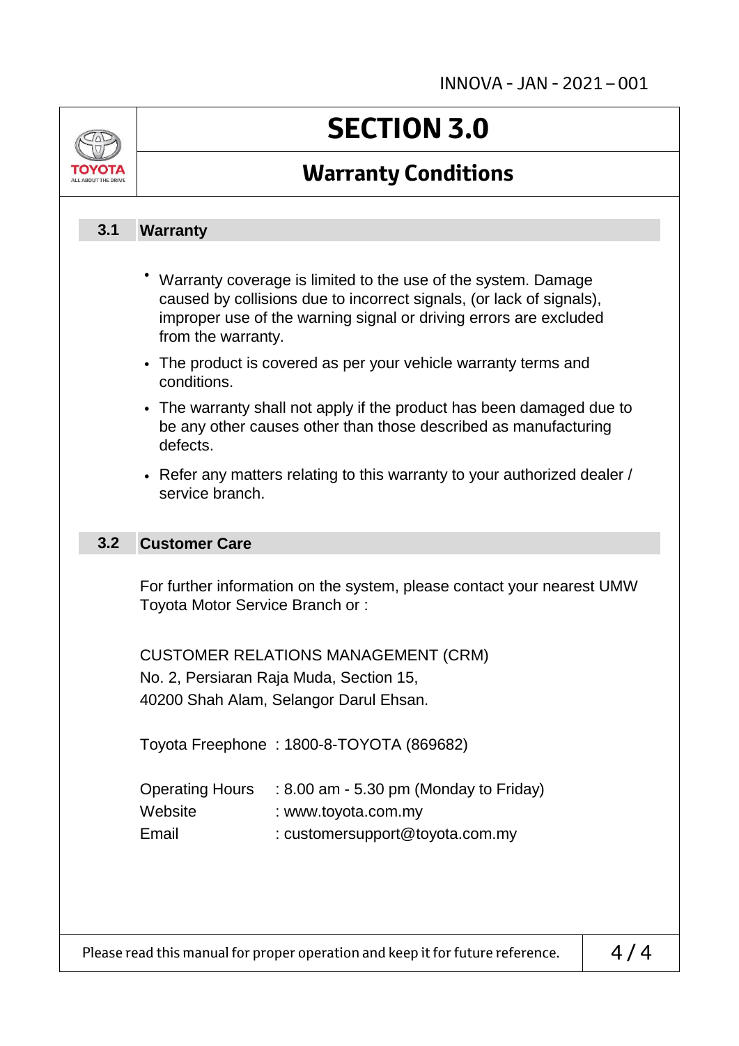# SECTION 3.0

## Warranty Conditions

### 3.1 Warranty

- Warranty coverage is limited to the use of the system. Damage caused by collisions due to incorrect signals, (or lack of signals), improper use of the warning signal or driving errors are excluded from the warranty.
- The product is covered as per your vehicle warranty terms and conditions.
- The warranty shall not apply if the product has been damaged due to be any other causes other than those described as manufacturing defects.
- Refer any matters relating to this warranty to your authorized dealer / service branch.

### 3.2 Customer Care

For further information on the system, please contact your nearest UMW Toyota Motor Service Branch or :

CUSTOMER RELATIONS MANAGEMENT (CRM)
No. 2, Persiaran Raja Muda, Section 15,
40200 Shah Alam, Selangor Darul Ehsan.

Toyota Freephone : 1800-8-TOYOTA (869682)

Operating Hours : 8.00 am - 5.30 pm (Monday to Friday)
Website : www.toyota.com.my
Email : customersupport@toyota.com.my

Please read this manual for proper operation and keep it for future reference.